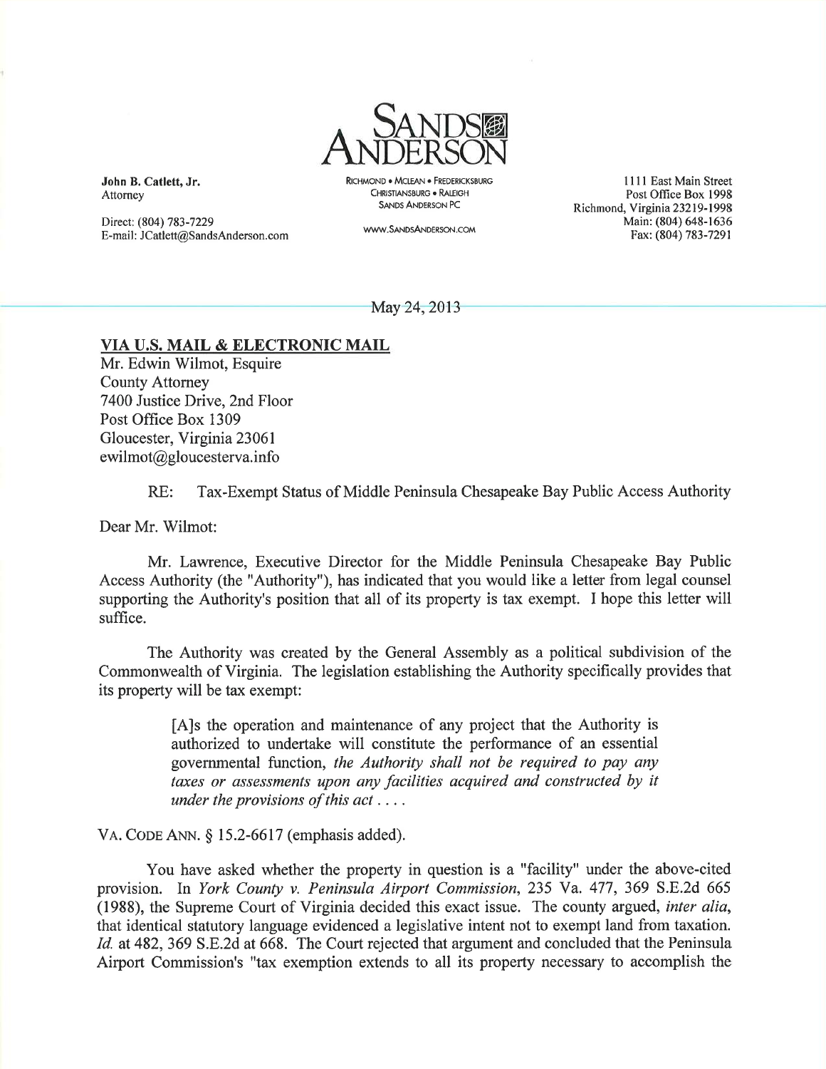**SANDS ANDERSON**

RICHMOND • MCLEAN • FREDERICKSBURG
CHRISTIANSBURG • RALEIGH
SANDS ANDERSON PC

WWW.SANDSANDERSON.COM

**John B. Catlett, Jr.**
Attorney

Direct: (804) 783-7229
E-mail: JCatlett@SandsAnderson.com

1111 East Main Street
Post Office Box 1998
Richmond, Virginia 23219-1998
Main: (804) 648-1636
Fax: (804) 783-7291

May 24, 2013

**VIA U.S. MAIL & ELECTRONIC MAIL**
Mr. Edwin Wilmot, Esquire
County Attorney
7400 Justice Drive, 2nd Floor
Post Office Box 1309
Gloucester, Virginia 23061
ewilmot@gloucesterva.info

RE: Tax-Exempt Status of Middle Peninsula Chesapeake Bay Public Access Authority

Dear Mr. Wilmot:

Mr. Lawrence, Executive Director for the Middle Peninsula Chesapeake Bay Public Access Authority (the "Authority"), has indicated that you would like a letter from legal counsel supporting the Authority's position that all of its property is tax exempt. I hope this letter will suffice.

The Authority was created by the General Assembly as a political subdivision of the Commonwealth of Virginia. The legislation establishing the Authority specifically provides that its property will be tax exempt:

> [A]s the operation and maintenance of any project that the Authority is authorized to undertake will constitute the performance of an essential governmental function, *the Authority shall not be required to pay any taxes or assessments upon any facilities acquired and constructed by it under the provisions of this act* . . . .

VA. CODE ANN. § 15.2-6617 (emphasis added).

You have asked whether the property in question is a "facility" under the above-cited provision. In *York County v. Peninsula Airport Commission*, 235 Va. 477, 369 S.E.2d 665 (1988), the Supreme Court of Virginia decided this exact issue. The county argued, *inter alia*, that identical statutory language evidenced a legislative intent not to exempt land from taxation. *Id.* at 482, 369 S.E.2d at 668. The Court rejected that argument and concluded that the Peninsula Airport Commission's "tax exemption extends to all its property necessary to accomplish the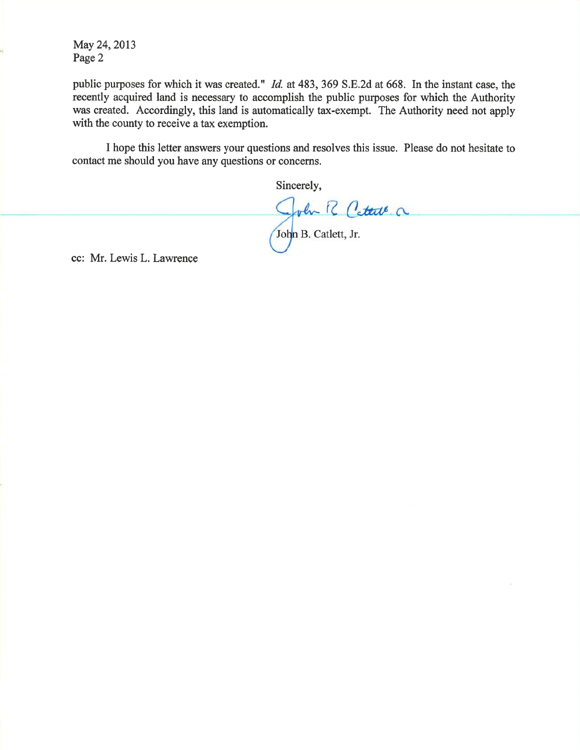public purposes for which it was created." *Id.* at 483, 369 S.E.2d at 668. In the instant case, the recently acquired land is necessary to accomplish the public purposes for which the Authority was created. Accordingly, this land is automatically tax-exempt. The Authority need not apply with the county to receive a tax exemption.

I hope this letter answers your questions and resolves this issue. Please do not hesitate to contact me should you have any questions or concerns.

Sincerely,

John B. Catlett, Jr.

cc: Mr. Lewis L. Lawrence